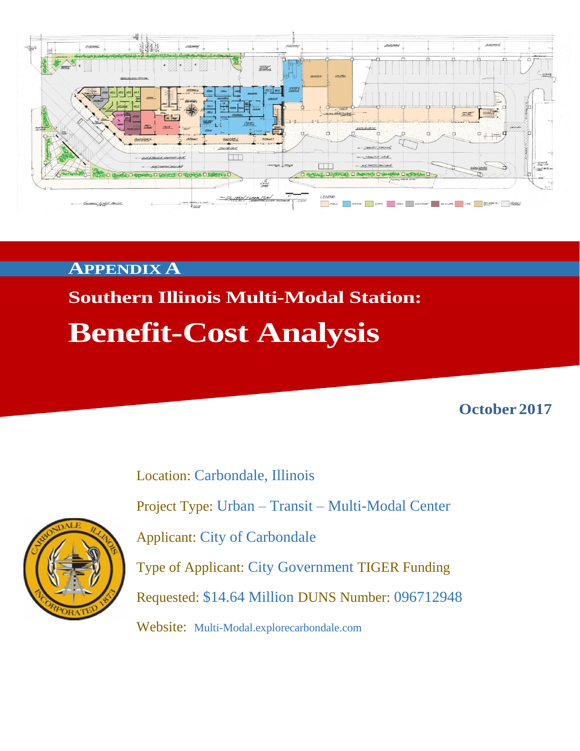# APPENDIX A

## Southern Illinois Multi-Modal Station:

# Benefit-Cost Analysis

**October 2017**

Location: Carbondale, Illinois

Project Type: Urban – Transit – Multi-Modal Center

Applicant: City of Carbondale

Type of Applicant: City Government TIGER Funding

Requested: $14.64 Million DUNS Number: 096712948

Website: Multi-Modal.explorecarbondale.com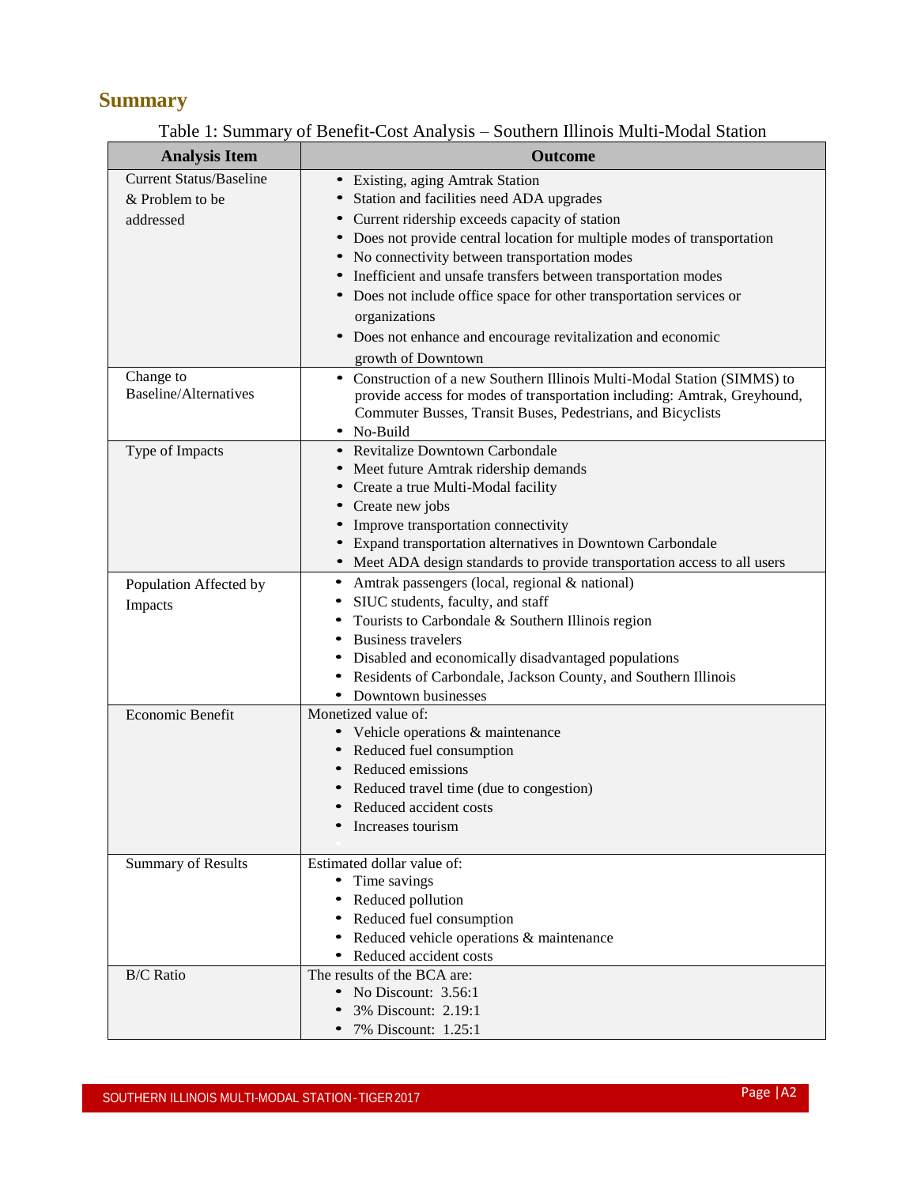## Summary

Table 1: Summary of Benefit-Cost Analysis – Southern Illinois Multi-Modal Station

| Analysis Item | Outcome |
|---|---|
| Current Status/Baseline & Problem to be addressed | • Existing, aging Amtrak Station<br>• Station and facilities need ADA upgrades<br>• Current ridership exceeds capacity of station<br>• Does not provide central location for multiple modes of transportation<br>• No connectivity between transportation modes<br>• Inefficient and unsafe transfers between transportation modes<br>• Does not include office space for other transportation services or organizations<br>• Does not enhance and encourage revitalization and economic growth of Downtown |
| Change to Baseline/Alternatives | • Construction of a new Southern Illinois Multi-Modal Station (SIMMS) to provide access for modes of transportation including: Amtrak, Greyhound, Commuter Busses, Transit Buses, Pedestrians, and Bicyclists<br>• No-Build |
| Type of Impacts | • Revitalize Downtown Carbondale<br>• Meet future Amtrak ridership demands<br>• Create a true Multi-Modal facility<br>• Create new jobs<br>• Improve transportation connectivity<br>• Expand transportation alternatives in Downtown Carbondale<br>• Meet ADA design standards to provide transportation access to all users |
| Population Affected by Impacts | • Amtrak passengers (local, regional & national)<br>• SIUC students, faculty, and staff<br>• Tourists to Carbondale & Southern Illinois region<br>• Business travelers<br>• Disabled and economically disadvantaged populations<br>• Residents of Carbondale, Jackson County, and Southern Illinois<br>• Downtown businesses |
| Economic Benefit | Monetized value of:<br>• Vehicle operations & maintenance<br>• Reduced fuel consumption<br>• Reduced emissions<br>• Reduced travel time (due to congestion)<br>• Reduced accident costs<br>• Increases tourism |
| Summary of Results | Estimated dollar value of:<br>• Time savings<br>• Reduced pollution<br>• Reduced fuel consumption<br>• Reduced vehicle operations & maintenance<br>• Reduced accident costs |
| B/C Ratio | The results of the BCA are:<br>• No Discount: 3.56:1<br>• 3% Discount: 2.19:1<br>• 7% Discount: 1.25:1 |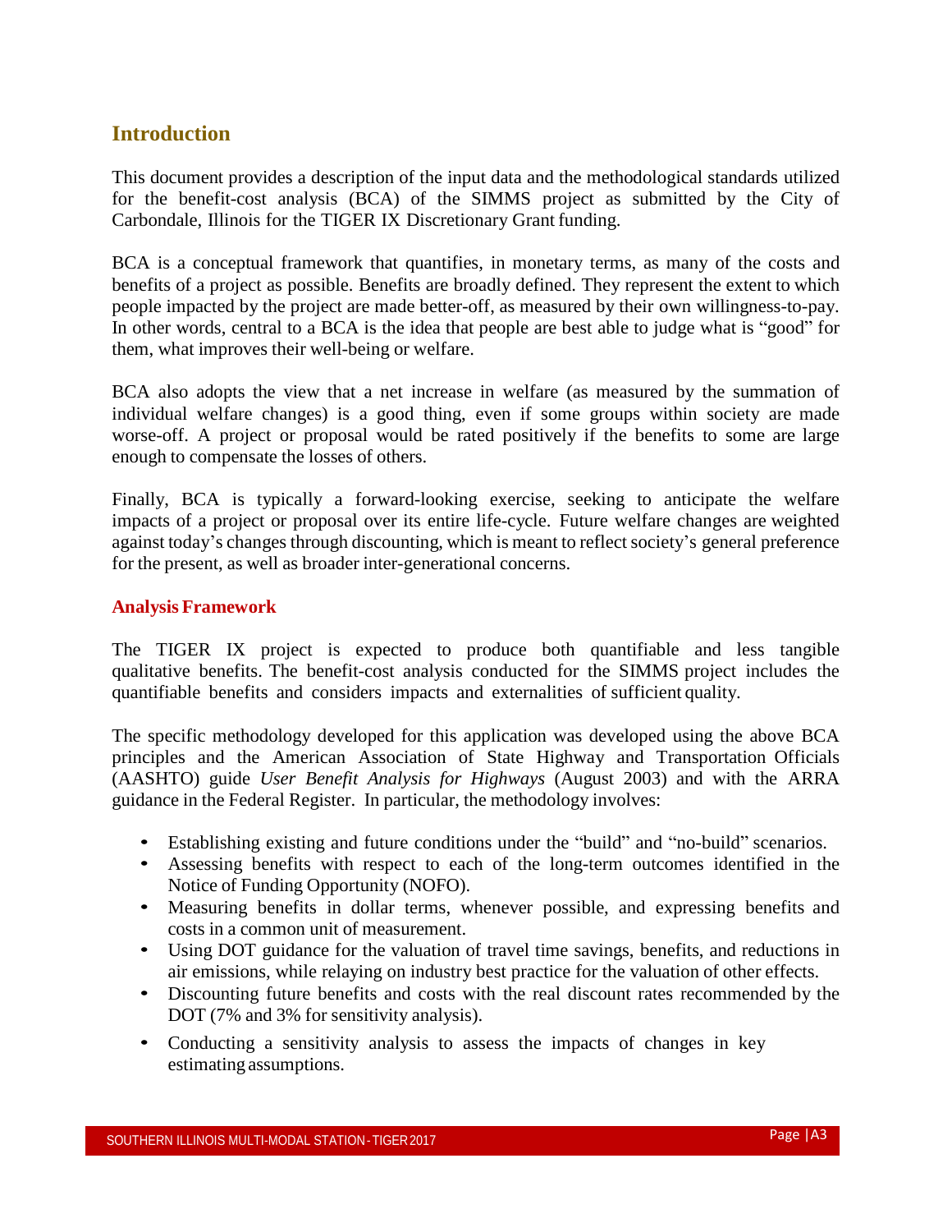## Introduction

This document provides a description of the input data and the methodological standards utilized for the benefit-cost analysis (BCA) of the SIMMS project as submitted by the City of Carbondale, Illinois for the TIGER IX Discretionary Grant funding.

BCA is a conceptual framework that quantifies, in monetary terms, as many of the costs and benefits of a project as possible. Benefits are broadly defined. They represent the extent to which people impacted by the project are made better-off, as measured by their own willingness-to-pay. In other words, central to a BCA is the idea that people are best able to judge what is "good" for them, what improves their well-being or welfare.

BCA also adopts the view that a net increase in welfare (as measured by the summation of individual welfare changes) is a good thing, even if some groups within society are made worse-off. A project or proposal would be rated positively if the benefits to some are large enough to compensate the losses of others.

Finally, BCA is typically a forward-looking exercise, seeking to anticipate the welfare impacts of a project or proposal over its entire life-cycle. Future welfare changes are weighted against today's changes through discounting, which is meant to reflect society's general preference for the present, as well as broader inter-generational concerns.

### Analysis Framework

The TIGER IX project is expected to produce both quantifiable and less tangible qualitative benefits. The benefit-cost analysis conducted for the SIMMS project includes the quantifiable benefits and considers impacts and externalities of sufficient quality.

The specific methodology developed for this application was developed using the above BCA principles and the American Association of State Highway and Transportation Officials (AASHTO) guide *User Benefit Analysis for Highways* (August 2003) and with the ARRA guidance in the Federal Register. In particular, the methodology involves:

- Establishing existing and future conditions under the "build" and "no-build" scenarios.
- Assessing benefits with respect to each of the long-term outcomes identified in the Notice of Funding Opportunity (NOFO).
- Measuring benefits in dollar terms, whenever possible, and expressing benefits and costs in a common unit of measurement.
- Using DOT guidance for the valuation of travel time savings, benefits, and reductions in air emissions, while relaying on industry best practice for the valuation of other effects.
- Discounting future benefits and costs with the real discount rates recommended by the DOT (7% and 3% for sensitivity analysis).
- Conducting a sensitivity analysis to assess the impacts of changes in key estimating assumptions.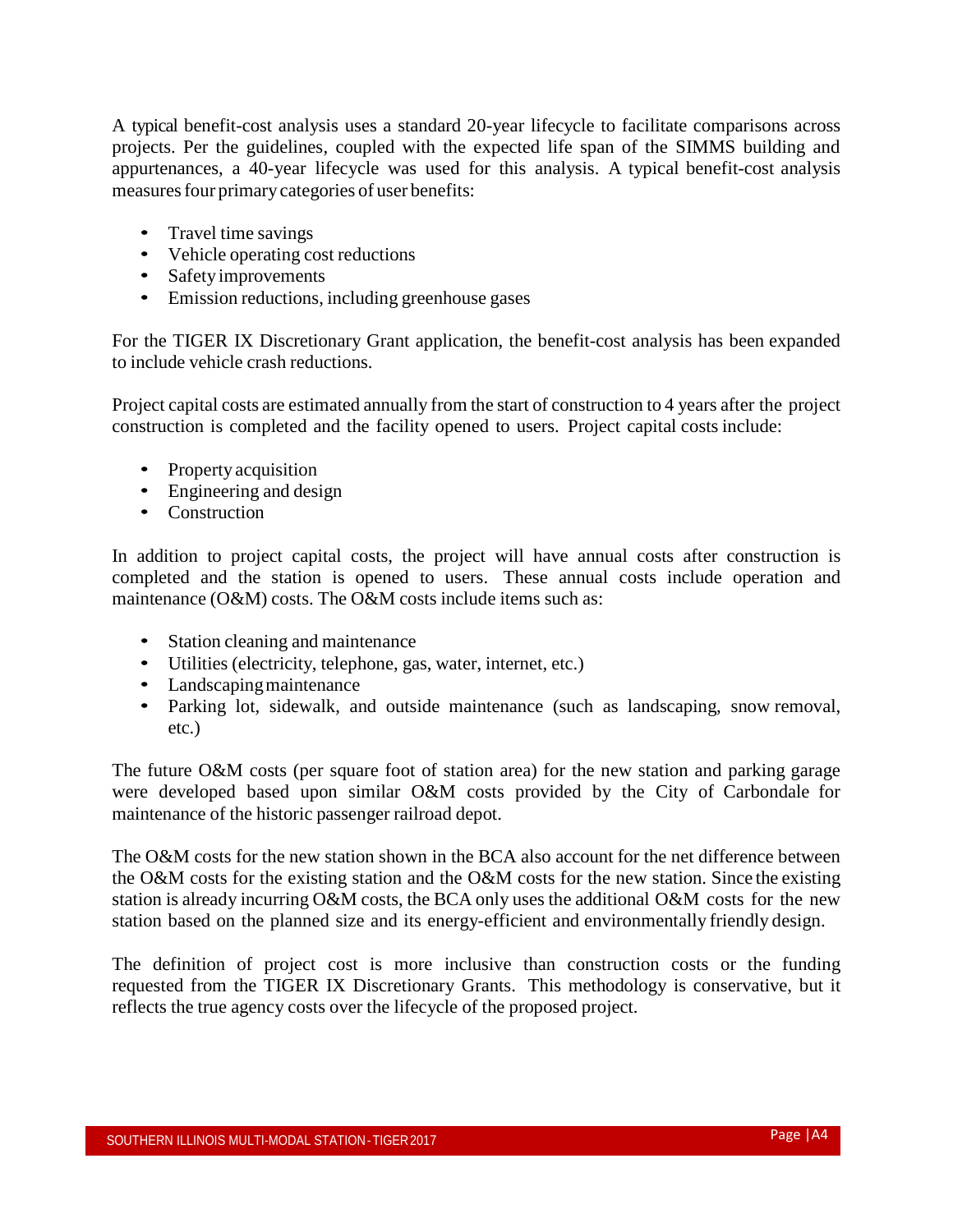A typical benefit-cost analysis uses a standard 20-year lifecycle to facilitate comparisons across projects. Per the guidelines, coupled with the expected life span of the SIMMS building and appurtenances, a 40-year lifecycle was used for this analysis. A typical benefit-cost analysis measures four primary categories of user benefits:

- Travel time savings
- Vehicle operating cost reductions
- Safety improvements
- Emission reductions, including greenhouse gases

For the TIGER IX Discretionary Grant application, the benefit-cost analysis has been expanded to include vehicle crash reductions.

Project capital costs are estimated annually from the start of construction to 4 years after the project construction is completed and the facility opened to users. Project capital costs include:

- Property acquisition
- Engineering and design
- Construction

In addition to project capital costs, the project will have annual costs after construction is completed and the station is opened to users. These annual costs include operation and maintenance (O&M) costs. The O&M costs include items such as:

- Station cleaning and maintenance
- Utilities (electricity, telephone, gas, water, internet, etc.)
- Landscaping maintenance
- Parking lot, sidewalk, and outside maintenance (such as landscaping, snow removal, etc.)

The future O&M costs (per square foot of station area) for the new station and parking garage were developed based upon similar O&M costs provided by the City of Carbondale for maintenance of the historic passenger railroad depot.

The O&M costs for the new station shown in the BCA also account for the net difference between the O&M costs for the existing station and the O&M costs for the new station. Since the existing station is already incurring O&M costs, the BCA only uses the additional O&M costs for the new station based on the planned size and its energy-efficient and environmentally friendly design.

The definition of project cost is more inclusive than construction costs or the funding requested from the TIGER IX Discretionary Grants. This methodology is conservative, but it reflects the true agency costs over the lifecycle of the proposed project.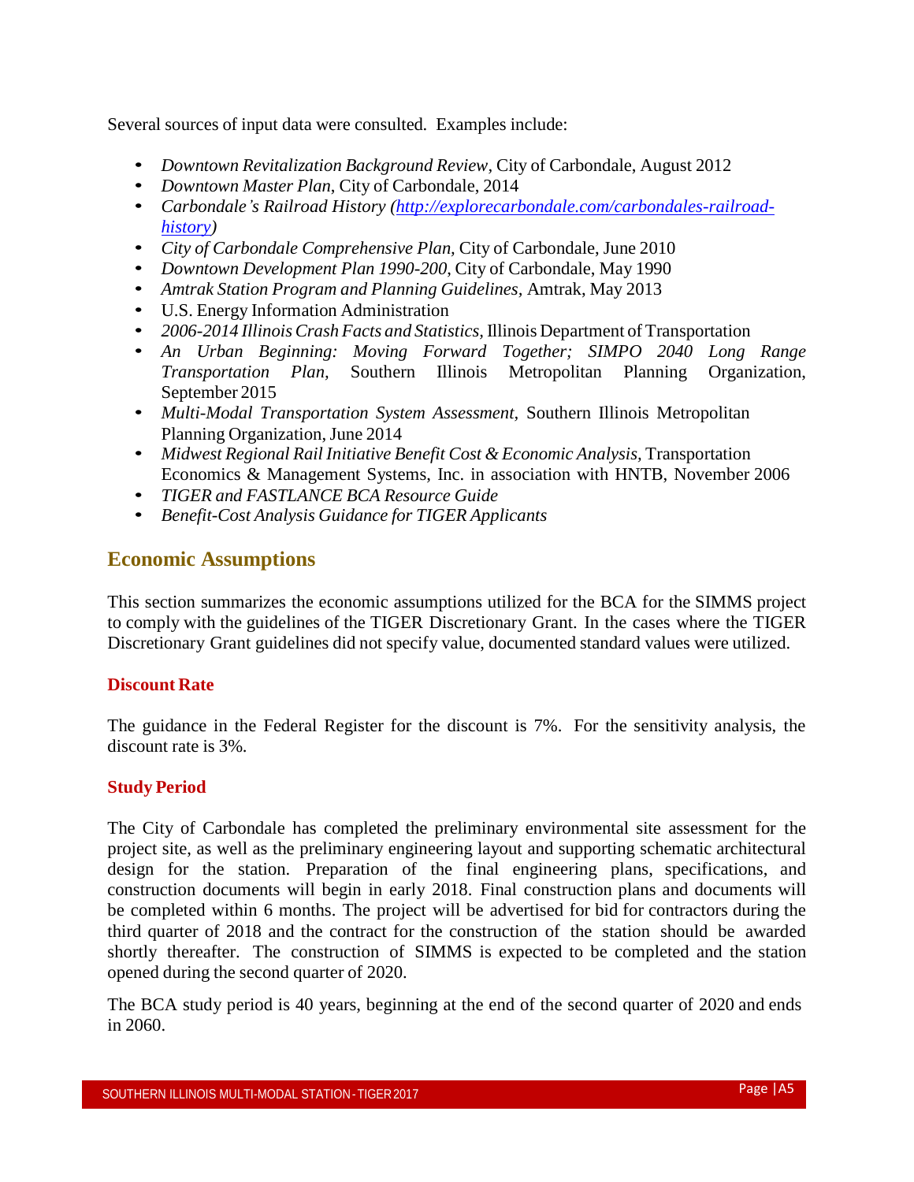Several sources of input data were consulted. Examples include:

- *Downtown Revitalization Background Review*, City of Carbondale, August 2012
- *Downtown Master Plan*, City of Carbondale, 2014
- *Carbondale's Railroad History ([http://explorecarbondale.com/carbondales-railroad-history](http://explorecarbondale.com/carbondales-railroad-history))*
- *City of Carbondale Comprehensive Plan*, City of Carbondale, June 2010
- *Downtown Development Plan 1990-200*, City of Carbondale, May 1990
- *Amtrak Station Program and Planning Guidelines*, Amtrak, May 2013
- U.S. Energy Information Administration
- *2006-2014 Illinois Crash Facts and Statistics*, Illinois Department of Transportation
- *An Urban Beginning: Moving Forward Together; SIMPO 2040 Long Range Transportation Plan*, Southern Illinois Metropolitan Planning Organization, September 2015
- *Multi-Modal Transportation System Assessment*, Southern Illinois Metropolitan Planning Organization, June 2014
- *Midwest Regional Rail Initiative Benefit Cost & Economic Analysis*, Transportation Economics & Management Systems, Inc. in association with HNTB, November 2006
- *TIGER and FASTLANCE BCA Resource Guide*
- *Benefit-Cost Analysis Guidance for TIGER Applicants*

## Economic Assumptions

This section summarizes the economic assumptions utilized for the BCA for the SIMMS project to comply with the guidelines of the TIGER Discretionary Grant. In the cases where the TIGER Discretionary Grant guidelines did not specify value, documented standard values were utilized.

### Discount Rate

The guidance in the Federal Register for the discount is 7%. For the sensitivity analysis, the discount rate is 3%.

### Study Period

The City of Carbondale has completed the preliminary environmental site assessment for the project site, as well as the preliminary engineering layout and supporting schematic architectural design for the station. Preparation of the final engineering plans, specifications, and construction documents will begin in early 2018. Final construction plans and documents will be completed within 6 months. The project will be advertised for bid for contractors during the third quarter of 2018 and the contract for the construction of the station should be awarded shortly thereafter. The construction of SIMMS is expected to be completed and the station opened during the second quarter of 2020.

The BCA study period is 40 years, beginning at the end of the second quarter of 2020 and ends in 2060.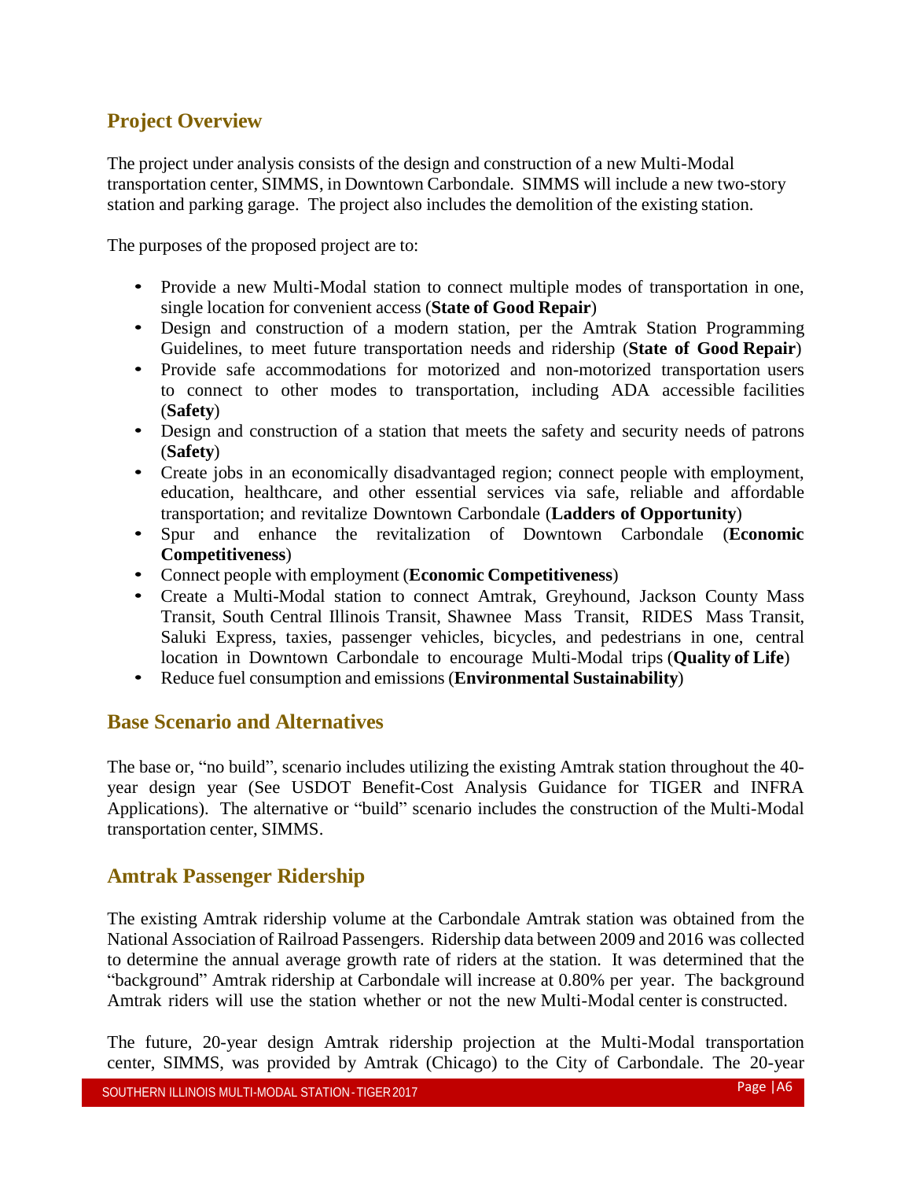## Project Overview

The project under analysis consists of the design and construction of a new Multi-Modal transportation center, SIMMS, in Downtown Carbondale. SIMMS will include a new two-story station and parking garage. The project also includes the demolition of the existing station.

The purposes of the proposed project are to:

- Provide a new Multi-Modal station to connect multiple modes of transportation in one, single location for convenient access (**State of Good Repair**)
- Design and construction of a modern station, per the Amtrak Station Programming Guidelines, to meet future transportation needs and ridership (**State of Good Repair**)
- Provide safe accommodations for motorized and non-motorized transportation users to connect to other modes to transportation, including ADA accessible facilities (**Safety**)
- Design and construction of a station that meets the safety and security needs of patrons (**Safety**)
- Create jobs in an economically disadvantaged region; connect people with employment, education, healthcare, and other essential services via safe, reliable and affordable transportation; and revitalize Downtown Carbondale (**Ladders of Opportunity**)
- Spur and enhance the revitalization of Downtown Carbondale (**Economic Competitiveness**)
- Connect people with employment (**Economic Competitiveness**)
- Create a Multi-Modal station to connect Amtrak, Greyhound, Jackson County Mass Transit, South Central Illinois Transit, Shawnee Mass Transit, RIDES Mass Transit, Saluki Express, taxies, passenger vehicles, bicycles, and pedestrians in one, central location in Downtown Carbondale to encourage Multi-Modal trips (**Quality of Life**)
- Reduce fuel consumption and emissions (**Environmental Sustainability**)

## Base Scenario and Alternatives

The base or, "no build", scenario includes utilizing the existing Amtrak station throughout the 40-year design year (See USDOT Benefit-Cost Analysis Guidance for TIGER and INFRA Applications). The alternative or "build" scenario includes the construction of the Multi-Modal transportation center, SIMMS.

## Amtrak Passenger Ridership

The existing Amtrak ridership volume at the Carbondale Amtrak station was obtained from the National Association of Railroad Passengers. Ridership data between 2009 and 2016 was collected to determine the annual average growth rate of riders at the station. It was determined that the "background" Amtrak ridership at Carbondale will increase at 0.80% per year. The background Amtrak riders will use the station whether or not the new Multi-Modal center is constructed.

The future, 20-year design Amtrak ridership projection at the Multi-Modal transportation center, SIMMS, was provided by Amtrak (Chicago) to the City of Carbondale. The 20-year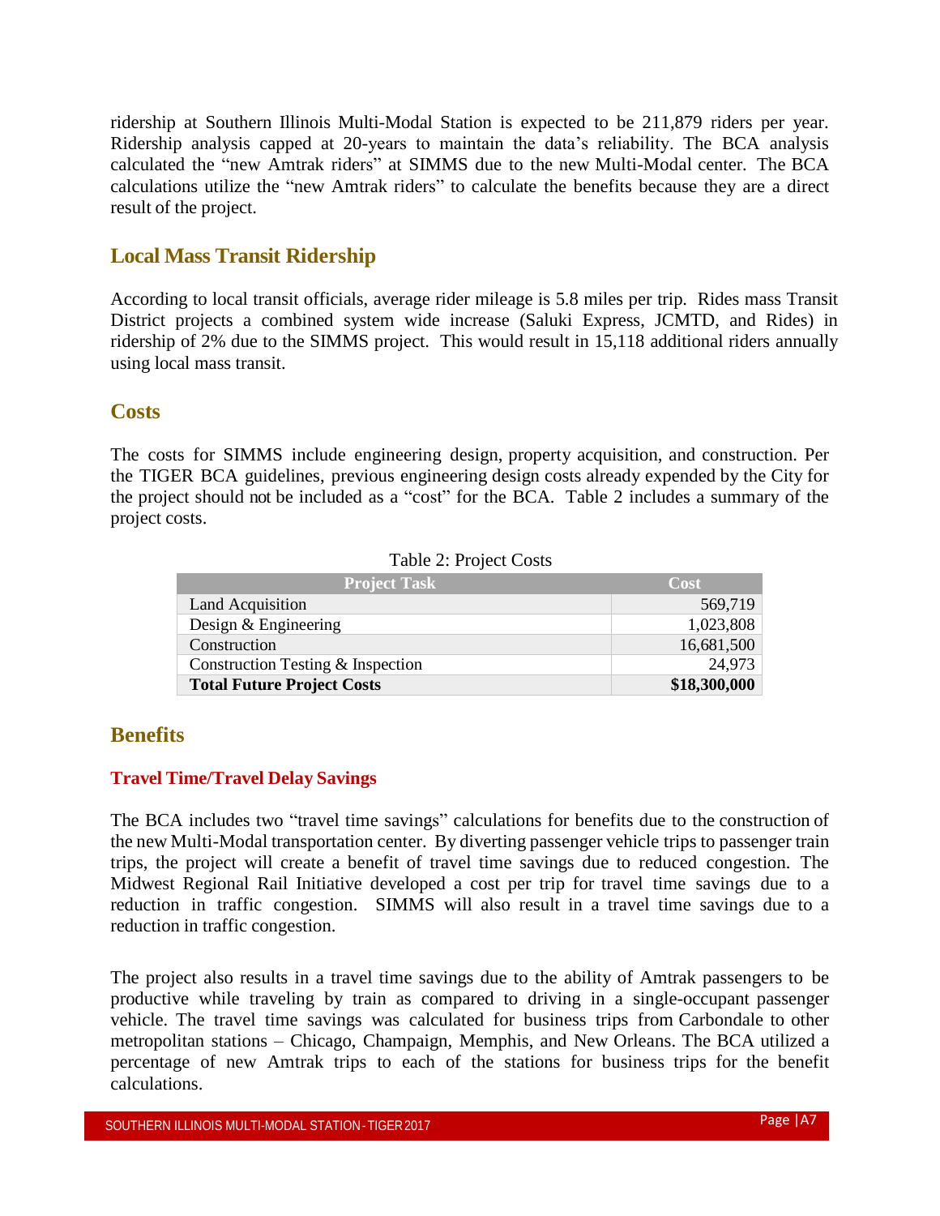ridership at Southern Illinois Multi-Modal Station is expected to be 211,879 riders per year. Ridership analysis capped at 20-years to maintain the data's reliability. The BCA analysis calculated the "new Amtrak riders" at SIMMS due to the new Multi-Modal center. The BCA calculations utilize the "new Amtrak riders" to calculate the benefits because they are a direct result of the project.

## Local Mass Transit Ridership

According to local transit officials, average rider mileage is 5.8 miles per trip. Rides mass Transit District projects a combined system wide increase (Saluki Express, JCMTD, and Rides) in ridership of 2% due to the SIMMS project. This would result in 15,118 additional riders annually using local mass transit.

## Costs

The costs for SIMMS include engineering design, property acquisition, and construction. Per the TIGER BCA guidelines, previous engineering design costs already expended by the City for the project should not be included as a "cost" for the BCA. Table 2 includes a summary of the project costs.

Table 2: Project Costs

| Project Task | Cost |
|---|---|
| Land Acquisition | 569,719 |
| Design & Engineering | 1,023,808 |
| Construction | 16,681,500 |
| Construction Testing & Inspection | 24,973 |
| **Total Future Project Costs** | **$18,300,000** |

## Benefits

### Travel Time/Travel Delay Savings

The BCA includes two "travel time savings" calculations for benefits due to the construction of the new Multi-Modal transportation center. By diverting passenger vehicle trips to passenger train trips, the project will create a benefit of travel time savings due to reduced congestion. The Midwest Regional Rail Initiative developed a cost per trip for travel time savings due to a reduction in traffic congestion. SIMMS will also result in a travel time savings due to a reduction in traffic congestion.

The project also results in a travel time savings due to the ability of Amtrak passengers to be productive while traveling by train as compared to driving in a single-occupant passenger vehicle. The travel time savings was calculated for business trips from Carbondale to other metropolitan stations – Chicago, Champaign, Memphis, and New Orleans. The BCA utilized a percentage of new Amtrak trips to each of the stations for business trips for the benefit calculations.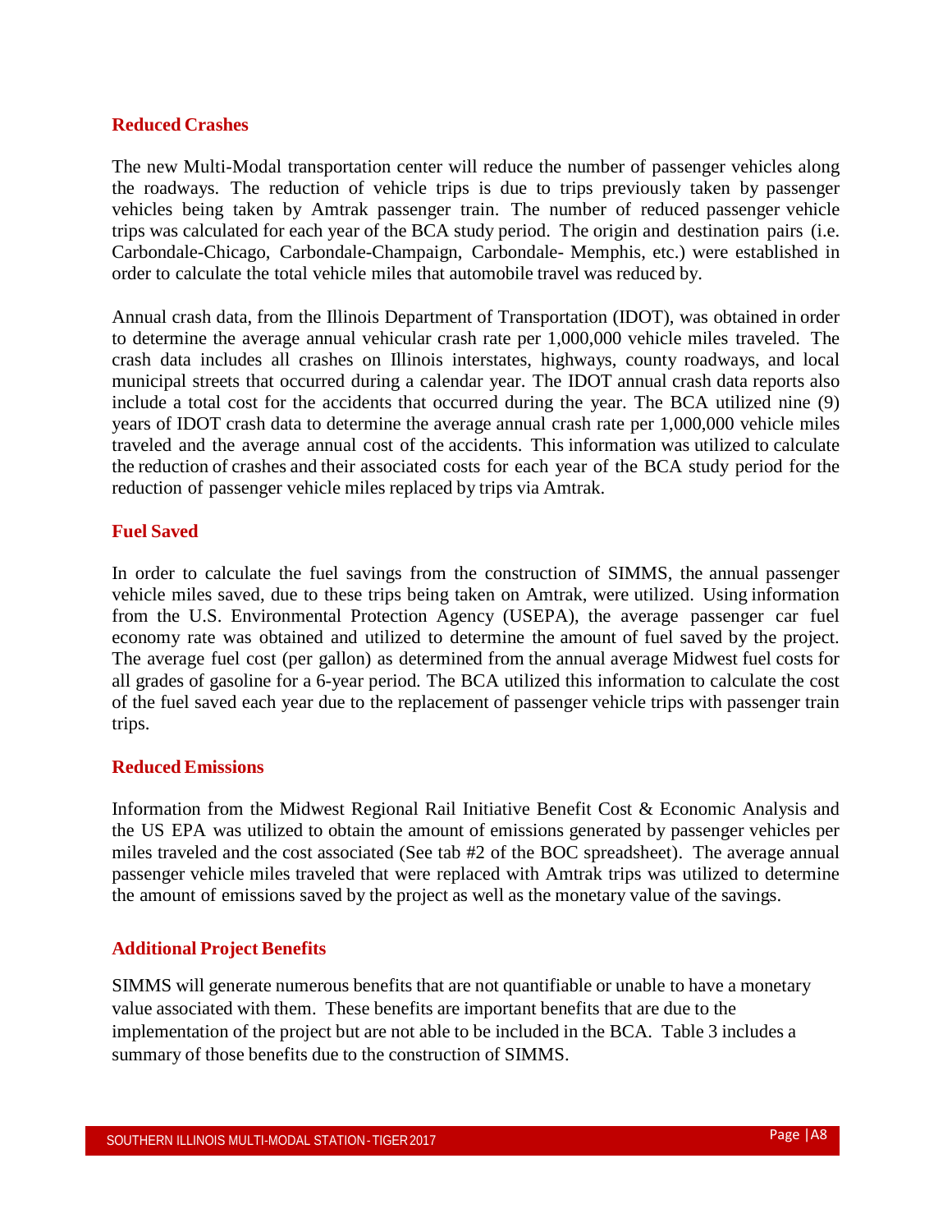### Reduced Crashes

The new Multi-Modal transportation center will reduce the number of passenger vehicles along the roadways. The reduction of vehicle trips is due to trips previously taken by passenger vehicles being taken by Amtrak passenger train. The number of reduced passenger vehicle trips was calculated for each year of the BCA study period. The origin and destination pairs (i.e. Carbondale-Chicago, Carbondale-Champaign, Carbondale- Memphis, etc.) were established in order to calculate the total vehicle miles that automobile travel was reduced by.

Annual crash data, from the Illinois Department of Transportation (IDOT), was obtained in order to determine the average annual vehicular crash rate per 1,000,000 vehicle miles traveled. The crash data includes all crashes on Illinois interstates, highways, county roadways, and local municipal streets that occurred during a calendar year. The IDOT annual crash data reports also include a total cost for the accidents that occurred during the year. The BCA utilized nine (9) years of IDOT crash data to determine the average annual crash rate per 1,000,000 vehicle miles traveled and the average annual cost of the accidents. This information was utilized to calculate the reduction of crashes and their associated costs for each year of the BCA study period for the reduction of passenger vehicle miles replaced by trips via Amtrak.

### Fuel Saved

In order to calculate the fuel savings from the construction of SIMMS, the annual passenger vehicle miles saved, due to these trips being taken on Amtrak, were utilized. Using information from the U.S. Environmental Protection Agency (USEPA), the average passenger car fuel economy rate was obtained and utilized to determine the amount of fuel saved by the project. The average fuel cost (per gallon) as determined from the annual average Midwest fuel costs for all grades of gasoline for a 6-year period. The BCA utilized this information to calculate the cost of the fuel saved each year due to the replacement of passenger vehicle trips with passenger train trips.

### Reduced Emissions

Information from the Midwest Regional Rail Initiative Benefit Cost & Economic Analysis and the US EPA was utilized to obtain the amount of emissions generated by passenger vehicles per miles traveled and the cost associated (See tab #2 of the BOC spreadsheet). The average annual passenger vehicle miles traveled that were replaced with Amtrak trips was utilized to determine the amount of emissions saved by the project as well as the monetary value of the savings.

### Additional Project Benefits

SIMMS will generate numerous benefits that are not quantifiable or unable to have a monetary value associated with them. These benefits are important benefits that are due to the implementation of the project but are not able to be included in the BCA. Table 3 includes a summary of those benefits due to the construction of SIMMS.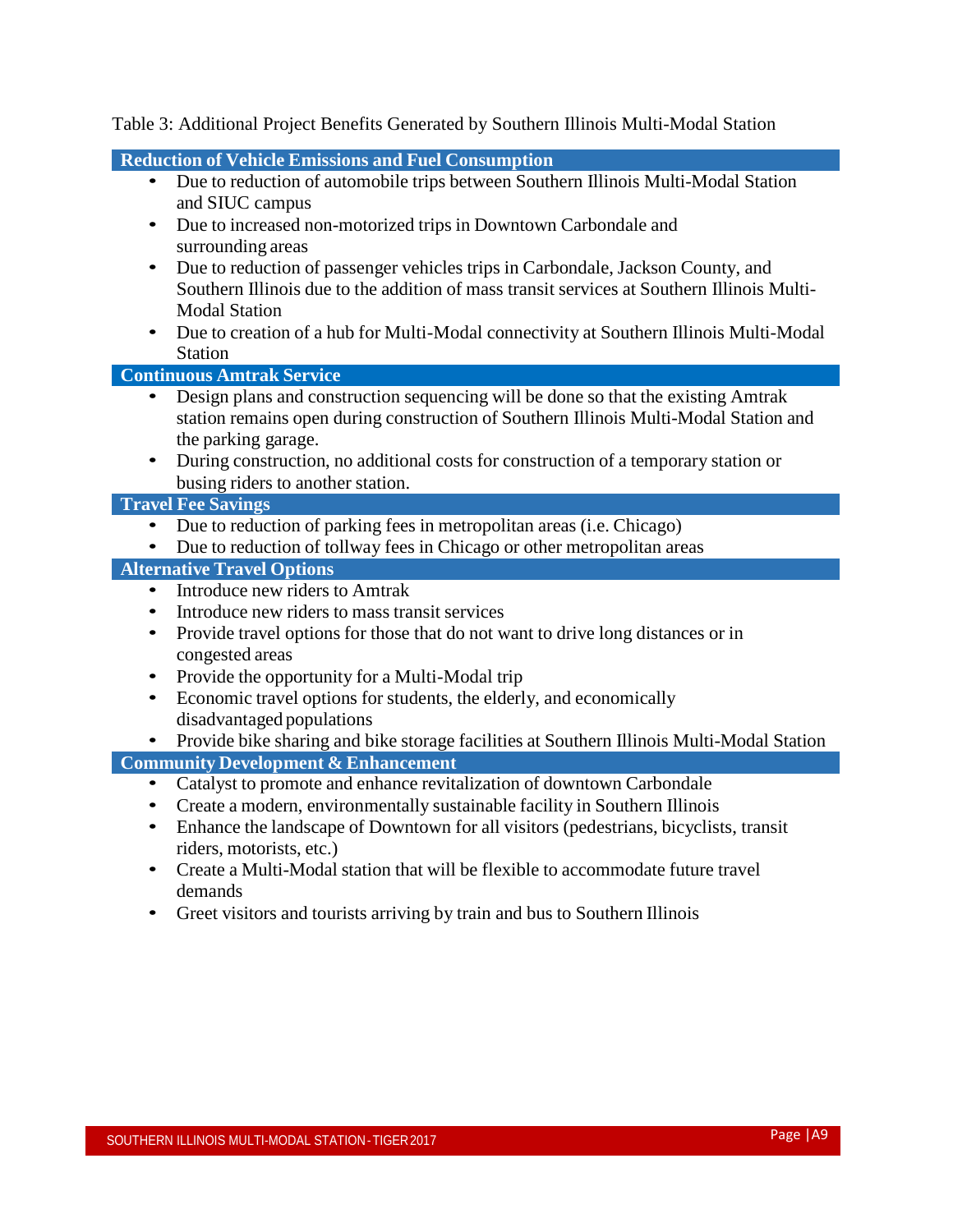Table 3: Additional Project Benefits Generated by Southern Illinois Multi-Modal Station

**Reduction of Vehicle Emissions and Fuel Consumption**

- Due to reduction of automobile trips between Southern Illinois Multi-Modal Station and SIUC campus
- Due to increased non-motorized trips in Downtown Carbondale and surrounding areas
- Due to reduction of passenger vehicles trips in Carbondale, Jackson County, and Southern Illinois due to the addition of mass transit services at Southern Illinois Multi-Modal Station
- Due to creation of a hub for Multi-Modal connectivity at Southern Illinois Multi-Modal Station

**Continuous Amtrak Service**

- Design plans and construction sequencing will be done so that the existing Amtrak station remains open during construction of Southern Illinois Multi-Modal Station and the parking garage.
- During construction, no additional costs for construction of a temporary station or busing riders to another station.

**Travel Fee Savings**

- Due to reduction of parking fees in metropolitan areas (i.e. Chicago)
- Due to reduction of tollway fees in Chicago or other metropolitan areas

**Alternative Travel Options**

- Introduce new riders to Amtrak
- Introduce new riders to mass transit services
- Provide travel options for those that do not want to drive long distances or in congested areas
- Provide the opportunity for a Multi-Modal trip
- Economic travel options for students, the elderly, and economically disadvantaged populations
- Provide bike sharing and bike storage facilities at Southern Illinois Multi-Modal Station

**Community Development & Enhancement**

- Catalyst to promote and enhance revitalization of downtown Carbondale
- Create a modern, environmentally sustainable facility in Southern Illinois
- Enhance the landscape of Downtown for all visitors (pedestrians, bicyclists, transit riders, motorists, etc.)
- Create a Multi-Modal station that will be flexible to accommodate future travel demands
- Greet visitors and tourists arriving by train and bus to Southern Illinois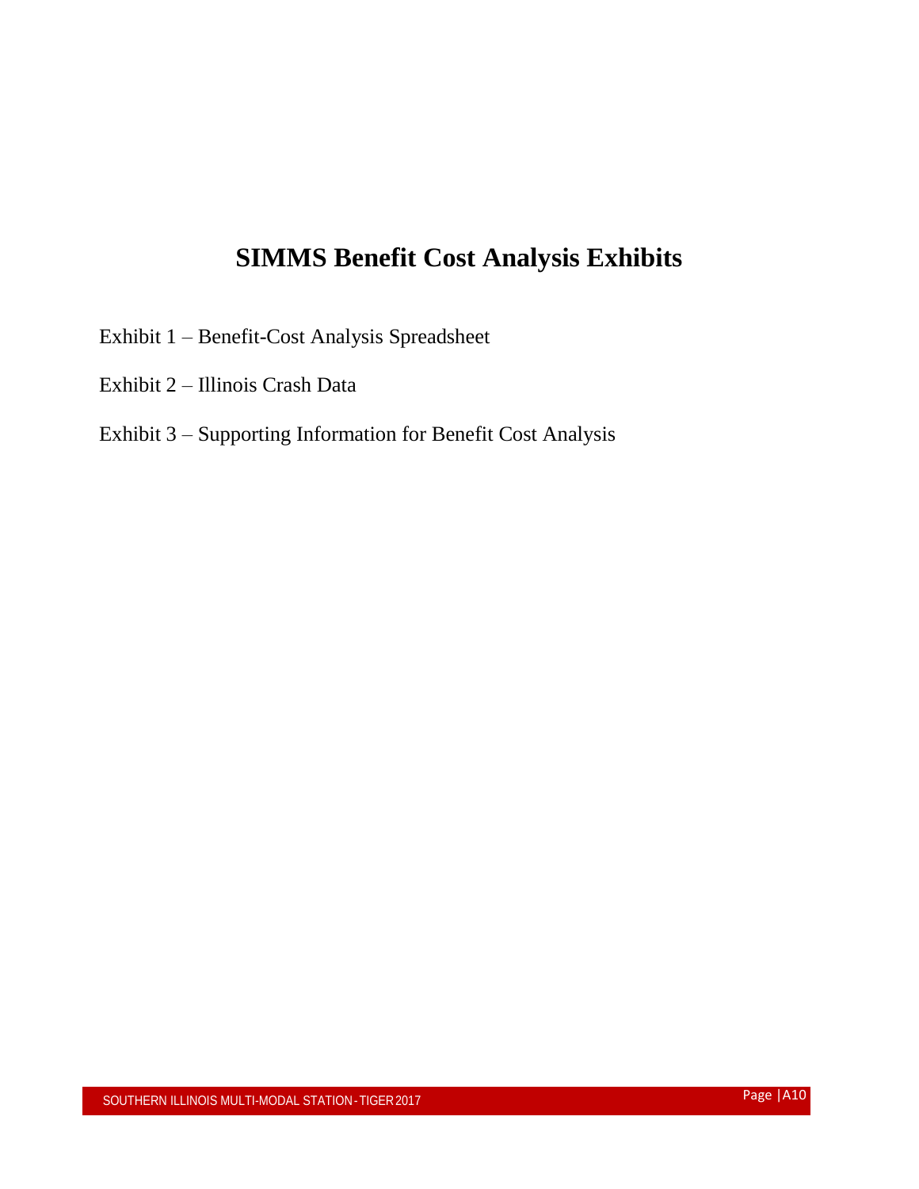# SIMMS Benefit Cost Analysis Exhibits

Exhibit 1 – Benefit-Cost Analysis Spreadsheet

Exhibit 2 – Illinois Crash Data

Exhibit 3 – Supporting Information for Benefit Cost Analysis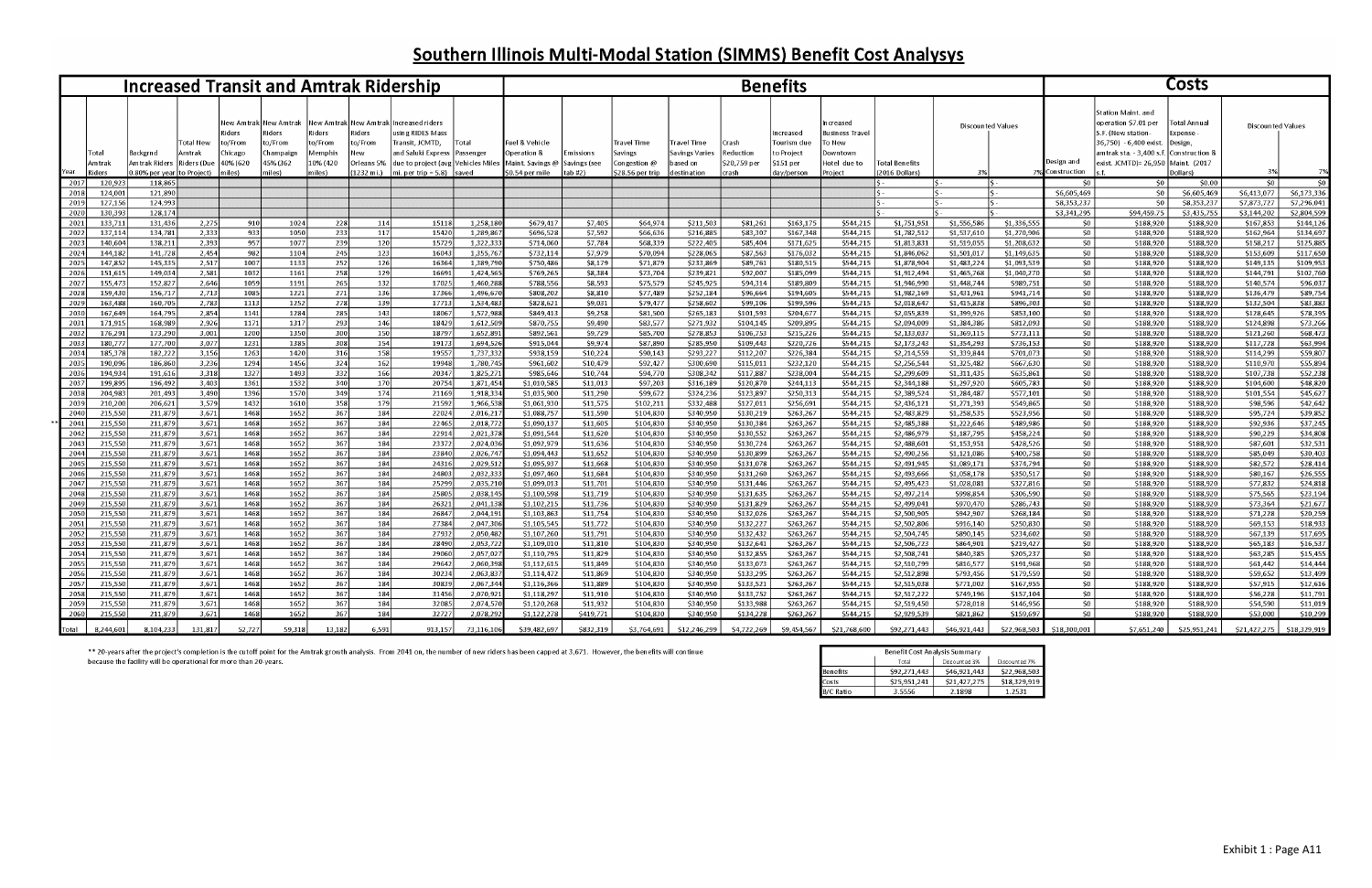# Southern Illinois Multi-Modal Station (SIMMS) Benefit Cost Analysys

| | Increased Transit and Amtrak Ridership | | | | | | | | | | Benefits | | | | | | | | | | | Costs | | | | |
|---|---|---|---|---|---|---|---|---|---|---|---|---|---|---|---|---|---|---|---|---|---|---|---|---|---|---|
| Year | Total Amtrak Riders | Backgrnd Amtrak Riders 0.80% per year | Total New Amtrak Riders (Due to Project) | New Amtrak Riders to/From Chicago 40% (620 miles) | New Amtrak Riders to/From Champaign 45% (362 miles) | New Amtrak Riders to/From Memphis 10% (420 miles) | New Amtrak Riders to/From New Orleans 5% (1232 mi.) | Increased riders using RIDES Mass Transit, JCMTD, and Saluki Express due to project (avg mi. per trip = 5.8) | Total Passenger Vehicles Miles saved | Fuel & Vehicle Operation & Maint. Savings @ $0.54 per mile | Emissions Savings (see tab #2) | Travel Time Savings Congestion @ $28.56 per trip | Travel Time Savings Varies based on destination | Crash Reduction $20,759 per crash | Increased Tourism due to Project $151 per day/person | Increased Business Travel To New Downtown Hotel due to Project | Total Benefits (2016 Dollars) | Discounted Values 3% | Discounted Values 7% | Design and Construction | Station Maint. and operation $7.01 per S.F. (New station-36,750) - 6,400 exist. amtrak sta. - 3,400 s.f. exist. JCMTD)= 26,950 s.f. | Total Annual Expense - Design, Construction & Maint. (2017 Dollars) | Discounted Values 3% | Discounted Values 7% |
| 2017 | 120,923 | 118,865 | | | | | | | | | | | | | | | $ - | $ - | $ - | $0 | $0 | $0.00 | $0 | $0 |
| 2018 | 124,001 | 121,890 | | | | | | | | | | | | | | | $ - | $ - | $ - | $6,605,469 | $0 | $6,605,469 | $6,413,077 | $6,173,336 |
| 2019 | 127,156 | 124,993 | | | | | | | | | | | | | | | $ - | $ - | $ - | $8,353,237 | $0 | $8,353,237 | $7,873,727 | $7,296,041 |
| 2020 | 130,393 | 128,174 | | | | | | | | | | | | | | | $ - | $ - | $ - | $3,341,295 | $94,459.75 | $3,435,755 | $3,144,202 | $2,804,599 |
| 2021 | 133,711 | 131,436 | 2,275 | 910 | 1024 | 228 | 114 | 15118 | 1,258,180 | $679,417 | $7,405 | $64,974 | $211,503 | $81,261 | $163,175 | $544,215 | $1,751,951 | $1,556,586 | $1,336,555 | $0 | $188,920 | $188,920 | $167,853 | $144,126 |
| 2022 | 137,114 | 134,781 | 2,333 | 933 | 1050 | 233 | 117 | 15420 | 1,289,867 | $696,528 | $7,592 | $66,636 | $216,885 | $83,307 | $167,348 | $544,215 | $1,782,512 | $1,537,610 | $1,270,906 | $0 | $188,920 | $188,920 | $162,964 | $134,697 |
| 2023 | 140,604 | 138,211 | 2,393 | 957 | 1077 | 239 | 120 | 15729 | 1,322,333 | $714,060 | $7,784 | $68,339 | $222,405 | $85,404 | $171,625 | $544,215 | $1,813,831 | $1,519,055 | $1,208,632 | $0 | $188,920 | $188,920 | $158,217 | $125,885 |
| 2024 | 144,182 | 141,728 | 2,454 | 982 | 1104 | 245 | 123 | 16043 | 1,355,767 | $732,114 | $7,979 | $70,094 | $228,065 | $87,563 | $176,032 | $544,215 | $1,846,062 | $1,501,017 | $1,149,635 | $0 | $188,920 | $188,920 | $153,609 | $117,650 |
| 2025 | 147,852 | 145,335 | 2,517 | 1007 | 1133 | 252 | 126 | 16364 | 1,389,790 | $750,486 | $8,179 | $71,879 | $233,869 | $89,761 | $180,515 | $544,215 | $1,878,904 | $1,483,224 | $1,093,539 | $0 | $188,920 | $188,920 | $149,135 | $109,953 |
| 2026 | 151,615 | 149,034 | 2,581 | 1032 | 1161 | 258 | 129 | 16691 | 1,424,565 | $769,265 | $8,384 | $73,704 | $239,821 | $92,007 | $185,099 | $544,215 | $1,912,494 | $1,465,768 | $1,040,270 | $0 | $188,920 | $188,920 | $144,791 | $102,760 |
| 2027 | 155,473 | 152,827 | 2,646 | 1059 | 1191 | 265 | 132 | 17025 | 1,460,788 | $788,556 | $8,593 | $75,579 | $245,925 | $94,314 | $189,809 | $544,215 | $1,946,990 | $1,448,744 | $989,751 | $0 | $188,920 | $188,920 | $140,574 | $96,037 |
| 2028 | 159,430 | 156,717 | 2,713 | 1085 | 1221 | 271 | 136 | 17366 | 1,496,670 | $808,202 | $8,810 | $77,489 | $252,184 | $96,664 | $194,605 | $544,215 | $1,982,169 | $1,431,961 | $941,714 | $0 | $188,920 | $188,920 | $136,479 | $89,754 |
| 2029 | 163,488 | 160,705 | 2,783 | 1113 | 1252 | 278 | 139 | 17713 | 1,534,483 | $828,621 | $9,031 | $79,477 | $258,602 | $99,106 | $199,596 | $544,215 | $2,018,647 | $1,415,838 | $896,303 | $0 | $188,920 | $188,920 | $132,504 | $83,883 |
| 2030 | 167,649 | 164,795 | 2,854 | 1141 | 1284 | 285 | 143 | 18067 | 1,572,988 | $849,413 | $9,258 | $81,500 | $265,183 | $101,593 | $204,677 | $544,215 | $2,055,839 | $1,399,926 | $853,100 | $0 | $188,920 | $188,920 | $128,645 | $78,395 |
| 2031 | 171,915 | 168,989 | 2,926 | 1171 | 1317 | 293 | 146 | 18429 | 1,612,509 | $870,755 | $9,490 | $83,577 | $271,932 | $104,145 | $209,895 | $544,215 | $2,094,009 | $1,384,386 | $812,093 | $0 | $188,920 | $188,920 | $124,898 | $73,266 |
| 2032 | 176,291 | 173,290 | 3,001 | 1200 | 1350 | 300 | 150 | 18797 | 1,652,891 | $892,561 | $9,729 | $85,700 | $278,853 | $106,753 | $215,226 | $544,215 | $2,133,037 | $1,369,115 | $773,111 | $0 | $188,920 | $188,920 | $121,260 | $68,473 |
| 2033 | 180,777 | 177,700 | 3,077 | 1231 | 1385 | 308 | 154 | 19173 | 1,694,526 | $915,044 | $9,974 | $87,890 | $285,950 | $109,443 | $220,726 | $544,215 | $2,173,243 | $1,354,291 | $736,153 | $0 | $188,920 | $188,920 | $117,728 | $63,994 |
| 2034 | 185,378 | 182,222 | 3,156 | 1263 | 1420 | 316 | 158 | 19557 | 1,737,332 | $938,159 | $10,224 | $90,143 | $293,227 | $112,207 | $226,384 | $544,215 | $2,214,559 | $1,339,844 | $701,073 | $0 | $188,920 | $188,920 | $114,299 | $59,807 |
| 2035 | 190,096 | 186,860 | 3,236 | 1294 | 1456 | 324 | 162 | 19948 | 1,780,745 | $961,602 | $10,479 | $92,427 | $300,690 | $115,011 | $232,120 | $544,215 | $2,256,544 | $1,325,482 | $667,630 | $0 | $188,920 | $188,920 | $110,970 | $55,894 |
| 2036 | 194,934 | 191,616 | 3,318 | 1327 | 1493 | 332 | 166 | 20347 | 1,825,271 | $985,646 | $10,744 | $94,770 | $308,342 | $117,887 | $238,004 | $544,215 | $2,299,609 | $1,311,435 | $635,861 | $0 | $188,920 | $188,920 | $107,738 | $52,238 |
| 2037 | 199,895 | 196,492 | 3,403 | 1361 | 1532 | 340 | 170 | 20754 | 1,871,454 | $1,010,585 | $11,013 | $97,203 | $316,189 | $120,870 | $244,113 | $544,215 | $2,344,188 | $1,297,920 | $605,783 | $0 | $188,920 | $188,920 | $104,600 | $48,820 |
| 2038 | 204,983 | 201,493 | 3,490 | 1396 | 1570 | 349 | 174 | 21169 | 1,918,334 | $1,035,900 | $11,290 | $99,672 | $324,236 | $123,897 | $250,313 | $544,215 | $2,389,524 | $1,284,487 | $577,101 | $0 | $188,920 | $188,920 | $101,554 | $45,627 |
| 2039 | 210,200 | 206,621 | 3,579 | 1432 | 1610 | 358 | 179 | 21592 | 1,966,538 | $1,061,930 | $11,575 | $102,211 | $332,488 | $127,011 | $256,691 | $544,215 | $2,436,121 | $1,271,393 | $549,865 | $0 | $188,920 | $188,920 | $98,596 | $42,642 |
| 2040 | 215,550 | 211,879 | 3,671 | 1468 | 1652 | 367 | 184 | 22024 | 2,016,217 | $1,088,757 | $11,590 | $104,830 | $340,950 | $130,219 | $263,267 | $544,215 | $2,483,829 | $1,258,535 | $523,956 | $0 | $188,920 | $188,920 | $95,724 | $39,852 |
| ** 2041 | 215,550 | 211,879 | 3,671 | 1468 | 1652 | 367 | 184 | 22465 | 2,018,772 | $1,090,137 | $11,605 | $104,830 | $340,950 | $130,384 | $263,267 | $544,215 | $2,485,388 | $1,222,646 | $489,986 | $0 | $188,920 | $188,920 | $92,936 | $37,245 |
| 2042 | 215,550 | 211,879 | 3,671 | 1468 | 1652 | 367 | 184 | 22914 | 2,021,378 | $1,091,544 | $11,620 | $104,830 | $340,950 | $130,552 | $263,267 | $544,215 | $2,486,979 | $1,187,795 | $458,224 | $0 | $188,920 | $188,920 | $90,229 | $34,808 |
| 2043 | 215,550 | 211,879 | 3,671 | 1468 | 1652 | 367 | 184 | 23372 | 2,024,036 | $1,092,979 | $11,636 | $104,830 | $340,950 | $130,724 | $263,267 | $544,215 | $2,488,601 | $1,153,951 | $428,526 | $0 | $188,920 | $188,920 | $87,601 | $32,531 |
| 2044 | 215,550 | 211,879 | 3,671 | 1468 | 1652 | 367 | 184 | 23840 | 2,026,747 | $1,094,443 | $11,652 | $104,830 | $340,950 | $130,899 | $263,267 | $544,215 | $2,490,256 | $1,121,086 | $400,758 | $0 | $188,920 | $188,920 | $85,049 | $30,403 |
| 2045 | 215,550 | 211,879 | 3,671 | 1468 | 1652 | 367 | 184 | 24316 | 2,029,512 | $1,095,937 | $11,668 | $104,830 | $340,950 | $131,078 | $263,267 | $544,215 | $2,491,945 | $1,089,171 | $374,794 | $0 | $188,920 | $188,920 | $82,572 | $28,414 |
| 2046 | 215,550 | 211,879 | 3,671 | 1468 | 1652 | 367 | 184 | 24803 | 2,032,333 | $1,097,460 | $11,684 | $104,830 | $340,950 | $131,260 | $263,267 | $544,215 | $2,493,666 | $1,058,178 | $350,517 | $0 | $188,920 | $188,920 | $80,167 | $26,555 |
| 2047 | 215,550 | 211,879 | 3,671 | 1468 | 1652 | 367 | 184 | 25299 | 2,035,210 | $1,099,013 | $11,701 | $104,830 | $340,950 | $131,446 | $263,267 | $544,215 | $2,495,423 | $1,028,081 | $327,816 | $0 | $188,920 | $188,920 | $77,832 | $24,818 |
| 2048 | 215,550 | 211,879 | 3,671 | 1468 | 1652 | 367 | 184 | 25805 | 2,038,145 | $1,100,598 | $11,719 | $104,830 | $340,950 | $131,635 | $263,267 | $544,215 | $2,497,214 | $998,854 | $306,590 | $0 | $188,920 | $188,920 | $75,565 | $23,194 |
| 2049 | 215,550 | 211,879 | 3,671 | 1468 | 1652 | 367 | 184 | 26321 | 2,041,138 | $1,102,215 | $11,736 | $104,830 | $340,950 | $131,829 | $263,267 | $544,215 | $2,499,041 | $970,470 | $286,743 | $0 | $188,920 | $188,920 | $73,364 | $21,677 |
| 2050 | 215,550 | 211,879 | 3,671 | 1468 | 1652 | 367 | 184 | 26847 | 2,044,191 | $1,103,863 | $11,754 | $104,830 | $340,950 | $132,026 | $263,267 | $544,215 | $2,500,905 | $942,907 | $268,184 | $0 | $188,920 | $188,920 | $71,228 | $20,259 |
| 2051 | 215,550 | 211,879 | 3,671 | 1468 | 1652 | 367 | 184 | 27384 | 2,047,306 | $1,105,545 | $11,772 | $104,830 | $340,950 | $132,227 | $263,267 | $544,215 | $2,502,806 | $916,140 | $250,830 | $0 | $188,920 | $188,920 | $69,153 | $18,933 |
| 2052 | 215,550 | 211,879 | 3,671 | 1468 | 1652 | 367 | 184 | 27932 | 2,050,482 | $1,107,260 | $11,791 | $104,830 | $340,950 | $132,432 | $263,267 | $544,215 | $2,504,745 | $890,145 | $234,602 | $0 | $188,920 | $188,920 | $67,139 | $17,695 |
| 2053 | 215,550 | 211,879 | 3,671 | 1468 | 1652 | 367 | 184 | 28490 | 2,053,722 | $1,109,010 | $11,810 | $104,830 | $340,950 | $132,641 | $263,267 | $544,215 | $2,506,723 | $864,901 | $219,427 | $0 | $188,920 | $188,920 | $65,183 | $16,537 |
| 2054 | 215,550 | 211,879 | 3,671 | 1468 | 1652 | 367 | 184 | 29060 | 2,057,027 | $1,110,795 | $11,829 | $104,830 | $340,950 | $132,855 | $263,267 | $544,215 | $2,508,741 | $840,385 | $205,237 | $0 | $188,920 | $188,920 | $63,285 | $15,455 |
| 2055 | 215,550 | 211,879 | 3,671 | 1468 | 1652 | 367 | 184 | 29642 | 2,060,398 | $1,112,615 | $11,849 | $104,830 | $340,950 | $133,073 | $263,267 | $544,215 | $2,510,799 | $816,577 | $191,968 | $0 | $188,920 | $188,920 | $61,442 | $14,444 |
| 2056 | 215,550 | 211,879 | 3,671 | 1468 | 1652 | 367 | 184 | 30234 | 2,063,837 | $1,114,472 | $11,869 | $104,830 | $340,950 | $133,295 | $263,267 | $544,215 | $2,512,898 | $793,456 | $179,559 | $0 | $188,920 | $188,920 | $59,652 | $13,499 |
| 2057 | 215,550 | 211,879 | 3,671 | 1468 | 1652 | 367 | 184 | 30839 | 2,067,344 | $1,116,366 | $11,889 | $104,830 | $340,950 | $133,521 | $263,267 | $544,215 | $2,515,038 | $771,002 | $167,955 | $0 | $188,920 | $188,920 | $57,915 | $12,616 |
| 2058 | 215,550 | 211,879 | 3,671 | 1468 | 1652 | 367 | 184 | 31456 | 2,070,921 | $1,118,297 | $11,910 | $104,830 | $340,950 | $133,752 | $263,267 | $544,215 | $2,517,222 | $749,196 | $157,104 | $0 | $188,920 | $188,920 | $56,228 | $11,791 |
| 2059 | 215,550 | 211,879 | 3,671 | 1468 | 1652 | 367 | 184 | 32085 | 2,074,570 | $1,120,268 | $11,932 | $104,830 | $340,950 | $133,988 | $263,267 | $544,215 | $2,519,450 | $728,018 | $146,956 | $0 | $188,920 | $188,920 | $54,590 | $11,019 |
| 2060 | 215,550 | 211,879 | 3,671 | 1468 | 1652 | 367 | 184 | 32727 | 2,078,292 | $1,122,278 | $419,771 | $104,830 | $340,950 | $134,228 | $263,267 | $544,215 | $2,929,539 | $821,862 | $159,697 | $0 | $188,920 | $188,920 | $53,000 | $10,299 |
| Total | 8,244,601 | 8,104,233 | 131,817 | 52,727 | 59,318 | 13,182 | 6,591 | 913,157 | 73,116,106 | $39,482,697 | $832,319 | $3,764,691 | $12,246,299 | $4,722,269 | $9,454,567 | $21,768,600 | $92,271,443 | $46,921,443 | $22,968,503 | $18,300,001 | $7,651,240 | $25,951,241 | $21,427,275 | $18,329,919 |

** 20-years after the project's completion is the cutoff point for the Amtrak growth analysis. From 2041 on, the number of new riders has been capped at 3,671. However, the benefits will continue because the facility will be operational for more than 20-years.

| Benefit Cost Analysis Summary | Total | Discounted 3% | Discounted 7% |
|---|---|---|---|
| Benefits | $92,271,443 | $46,921,443 | $22,968,503 |
| Costs | $25,951,241 | $21,427,275 | $18,329,919 |
| B/C Ratio | 3.5556 | 2.1898 | 1.2531 |

Exhibit 1 : Page A11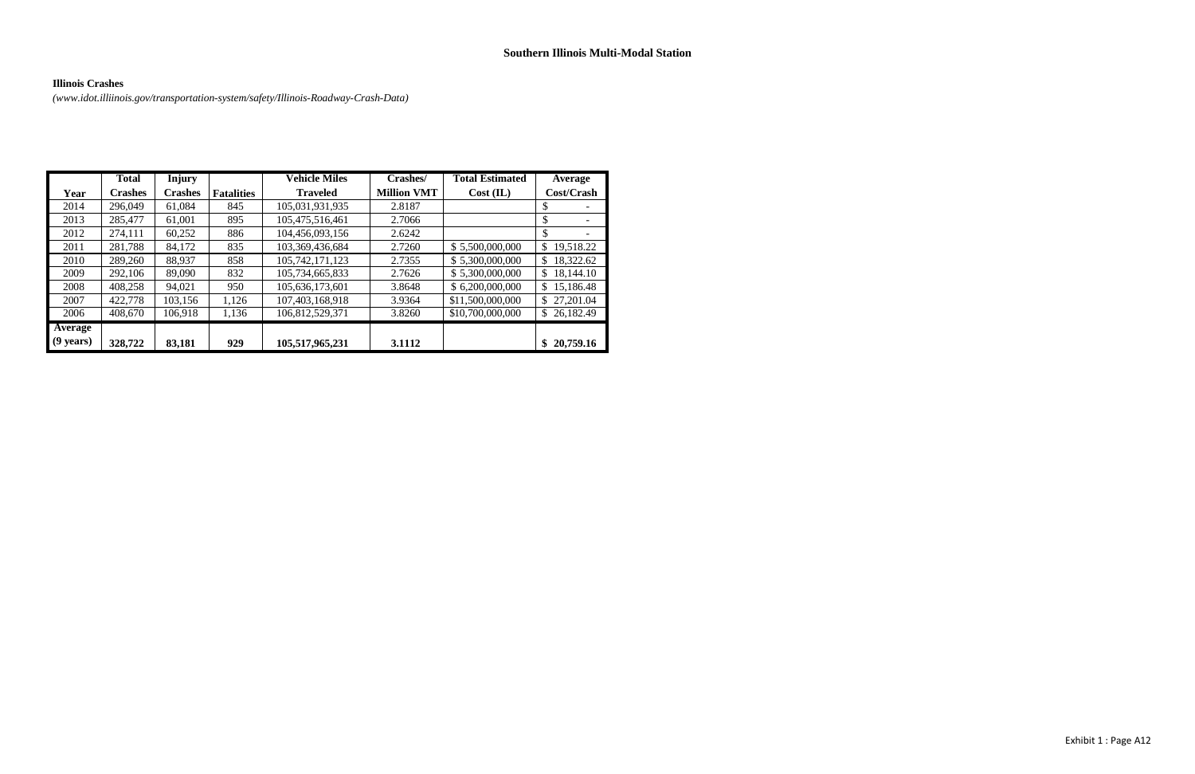**Southern Illinois Multi-Modal Station**

**Illinois Crashes**

*(www.idot.illiinois.gov/transportation-system/safety/Illinois-Roadway-Crash-Data)*

| Year | Total Crashes | Injury Crashes | Fatalities | Vehicle Miles Traveled | Crashes/ Million VMT | Total Estimated Cost (IL) | Average Cost/Crash |
|---|---|---|---|---|---|---|---|
| 2014 | 296,049 | 61,084 | 845 | 105,031,931,935 | 2.8187 | | $ - |
| 2013 | 285,477 | 61,001 | 895 | 105,475,516,461 | 2.7066 | | $ - |
| 2012 | 274,111 | 60,252 | 886 | 104,456,093,156 | 2.6242 | | $ - |
| 2011 | 281,788 | 84,172 | 835 | 103,369,436,684 | 2.7260 | $ 5,500,000,000 | $ 19,518.22 |
| 2010 | 289,260 | 88,937 | 858 | 105,742,171,123 | 2.7355 | $ 5,300,000,000 | $ 18,322.62 |
| 2009 | 292,106 | 89,090 | 832 | 105,734,665,833 | 2.7626 | $ 5,300,000,000 | $ 18,144.10 |
| 2008 | 408,258 | 94,021 | 950 | 105,636,173,601 | 3.8648 | $ 6,200,000,000 | $ 15,186.48 |
| 2007 | 422,778 | 103,156 | 1,126 | 107,403,168,918 | 3.9364 | $11,500,000,000 | $ 27,201.04 |
| 2006 | 408,670 | 106,918 | 1,136 | 106,812,529,371 | 3.8260 | $10,700,000,000 | $ 26,182.49 |
| **Average (9 years)** | **328,722** | **83,181** | **929** | **105,517,965,231** | **3.1112** | | **$ 20,759.16** |

Exhibit 1 : Page A12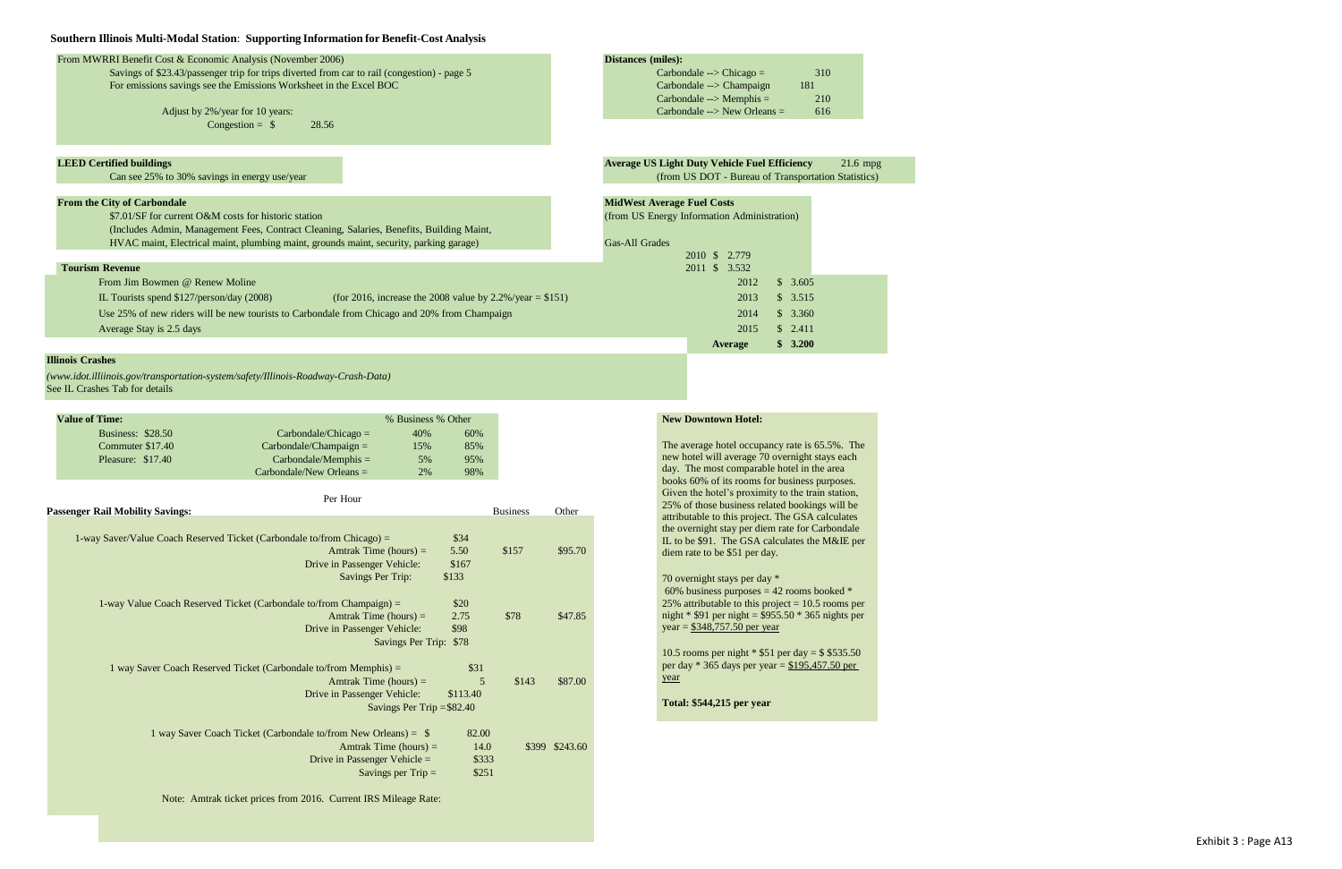## Southern Illinois Multi-Modal Station: Supporting Information for Benefit-Cost Analysis

**From MWRRI Benefit Cost & Economic Analysis (November 2006)**

Savings of $23.43/passenger trip for trips diverted from car to rail (congestion) - page 5

For emissions savings see the Emissions Worksheet in the Excel BOC

Adjust by 2%/year for 10 years:

Congestion = $ 28.56

**LEED Certified buildings**

Can see 25% to 30% savings in energy use/year

**From the City of Carbondale**

$7.01/SF for current O&M costs for historic station

(Includes Admin, Management Fees, Contract Cleaning, Salaries, Benefits, Building Maint, HVAC maint, Electrical maint, plumbing maint, grounds maint, security, parking garage)

**Tourism Revenue**

From Jim Bowmen @ Renew Moline

IL Tourists spend $127/person/day (2008) (for 2016, increase the 2008 value by 2.2%/year = $151)

Use 25% of new riders will be new tourists to Carbondale from Chicago and 20% from Champaign

Average Stay is 2.5 days

**Illinois Crashes**

*(www.idot.illiinois.gov/transportation-system/safety/Illinois-Roadway-Crash-Data)*

See IL Crashes Tab for details

**Distances (miles):**

| | |
|---|---|
| Carbondale --> Chicago = | 310 |
| Carbondale --> Champaign | 181 |
| Carbondale --> Memphis = | 210 |
| Carbondale --> New Orleans = | 616 |

**Average US Light Duty Vehicle Fuel Efficiency** 21.6 mpg

(from US DOT - Bureau of Transportation Statistics)

**MidWest Average Fuel Costs**

(from US Energy Information Administration)

Gas-All Grades

| | |
|---|---|
| 2010 | $ 2.779 |
| 2011 | $ 3.532 |
| 2012 | $ 3.605 |
| 2013 | $ 3.515 |
| 2014 | $ 3.360 |
| 2015 | $ 2.411 |
| **Average** | **$ 3.200** |

**Value of Time:**

| | | % Business | % Other |
|---|---|---|---|
| Business: $28.50 | Carbondale/Chicago = | 40% | 60% |
| Commuter $17.40 | Carbondale/Champaign = | 15% | 85% |
| Pleasure: $17.40 | Carbondale/Memphis = | 5% | 95% |
| | Carbondale/New Orleans = | 2% | 98% |

**Passenger Rail Mobility Savings:**

| | Per Hour | Business | Other |
|---|---|---|---|
| 1-way Saver/Value Coach Reserved Ticket (Carbondale to/from Chicago) = | $34 | | |
| Amtrak Time (hours) = | 5.50 | $157 | $95.70 |
| Drive in Passenger Vehicle: | $167 | | |
| Savings Per Trip: | $133 | | |
| 1-way Value Coach Reserved Ticket (Carbondale to/from Champaign) = | $20 | | |
| Amtrak Time (hours) = | 2.75 | $78 | $47.85 |
| Drive in Passenger Vehicle: | $98 | | |
| Savings Per Trip: | $78 | | |
| 1 way Saver Coach Reserved Ticket (Carbondale to/from Memphis) = | $31 | | |
| Amtrak Time (hours) = | 5 | $143 | $87.00 |
| Drive in Passenger Vehicle: | $113.40 | | |
| Savings Per Trip = | $82.40 | | |
| 1 way Saver Coach Ticket (Carbondale to/from New Orleans) = | $ 82.00 | | |
| Amtrak Time (hours) = | 14.0 | $399 | $243.60 |
| Drive in Passenger Vehicle = | $333 | | |
| Savings per Trip = | $251 | | |

Note: Amtrak ticket prices from 2016. Current IRS Mileage Rate:

**New Downtown Hotel:**

The average hotel occupancy rate is 65.5%. The new hotel will average 70 overnight stays each day. The most comparable hotel in the area books 60% of its rooms for business purposes. Given the hotel's proximity to the train station, 25% of those business related bookings will be attributable to this project. The GSA calculates the overnight stay per diem rate for Carbondale IL to be $91. The GSA calculates the M&IE per diem rate to be $51 per day.

70 overnight stays per day * 60% business purposes = 42 rooms booked * 25% attributable to this project = 10.5 rooms per night * $91 per night = $955.50 * 365 nights per year = <u>$348,757.50 per year</u>

10.5 rooms per night * $51 per day = $ $535.50 per day * 365 days per year = <u>$195,457.50 per year</u>

**Total: $544,215 per year**